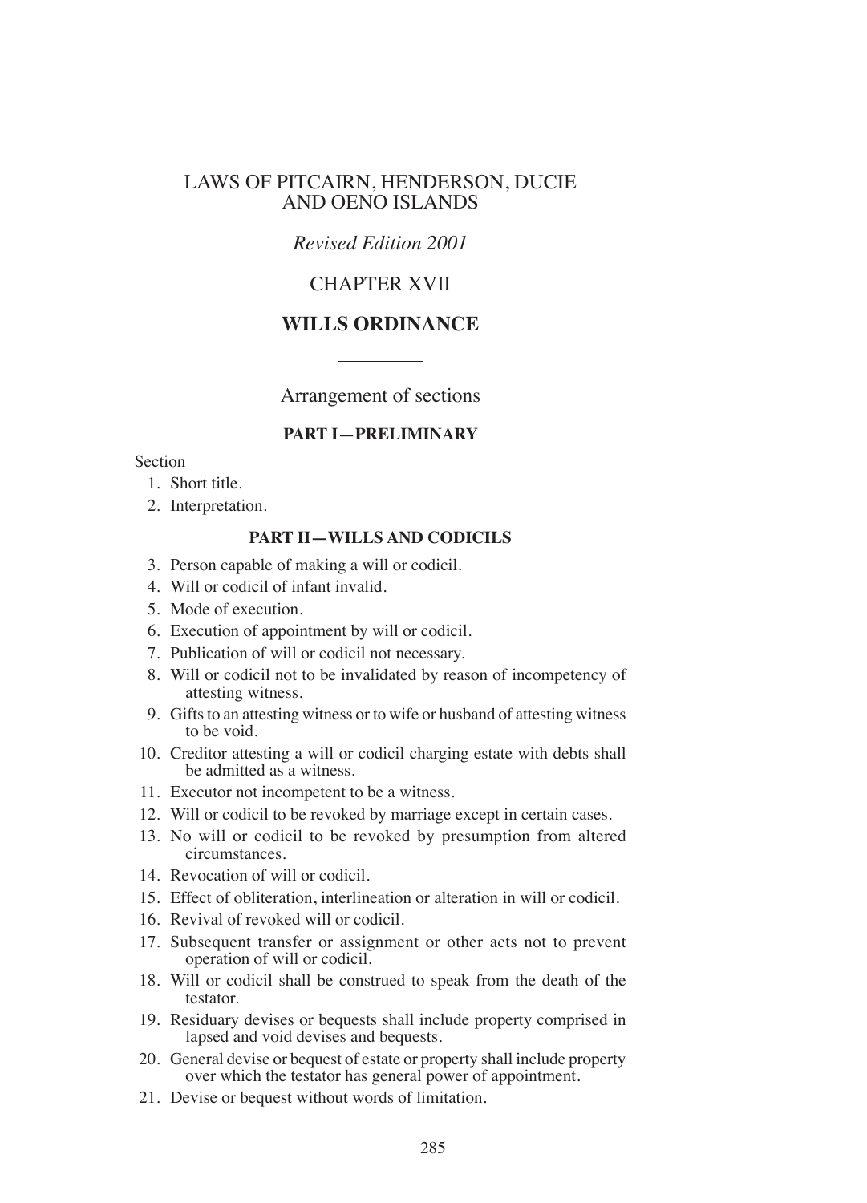# LAWS OF PITCAIRN, HENDERSON, DUCIE AND OENO ISLANDS

*Revised Edition 2001*

## CHAPTER XVII

## WILLS ORDINANCE

Arrangement of sections

### PART I—PRELIMINARY

Section

1. Short title.
2. Interpretation.

### PART II—WILLS AND CODICILS

3. Person capable of making a will or codicil.
4. Will or codicil of infant invalid.
5. Mode of execution.
6. Execution of appointment by will or codicil.
7. Publication of will or codicil not necessary.
8. Will or codicil not to be invalidated by reason of incompetency of attesting witness.
9. Gifts to an attesting witness or to wife or husband of attesting witness to be void.
10. Creditor attesting a will or codicil charging estate with debts shall be admitted as a witness.
11. Executor not incompetent to be a witness.
12. Will or codicil to be revoked by marriage except in certain cases.
13. No will or codicil to be revoked by presumption from altered circumstances.
14. Revocation of will or codicil.
15. Effect of obliteration, interlineation or alteration in will or codicil.
16. Revival of revoked will or codicil.
17. Subsequent transfer or assignment or other acts not to prevent operation of will or codicil.
18. Will or codicil shall be construed to speak from the death of the testator.
19. Residuary devises or bequests shall include property comprised in lapsed and void devises and bequests.
20. General devise or bequest of estate or property shall include property over which the testator has general power of appointment.
21. Devise or bequest without words of limitation.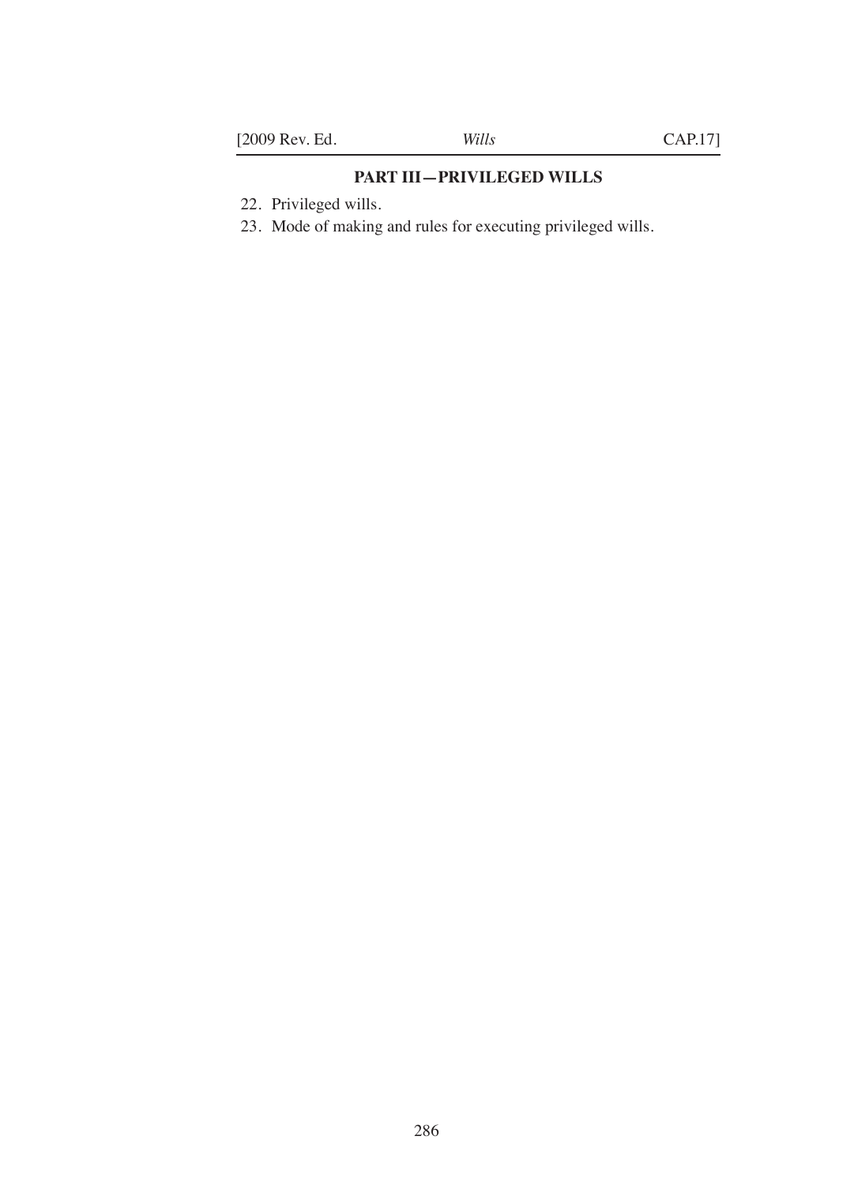**PART III—PRIVILEGED WILLS**

22. Privileged wills.

23. Mode of making and rules for executing privileged wills.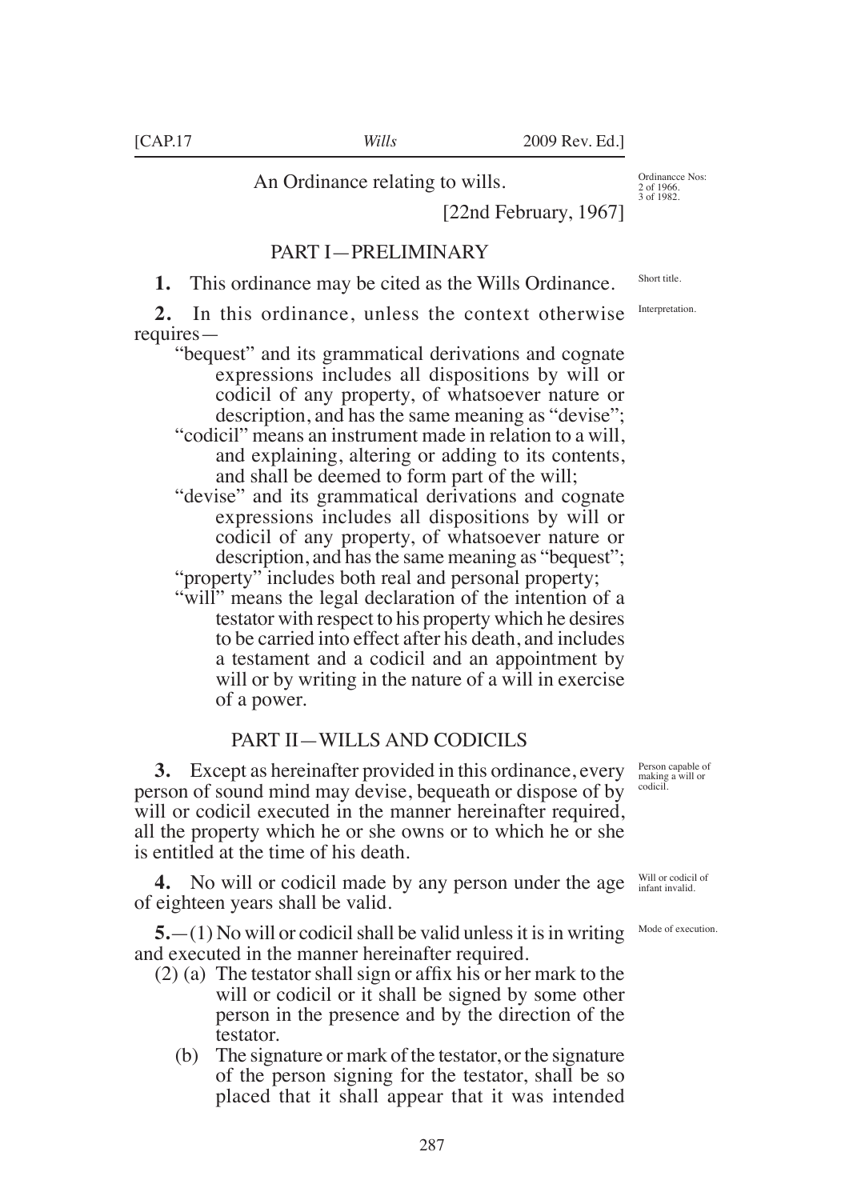An Ordinance relating to wills.

Ordinancce Nos: 2 of 1966. 3 of 1982.

[22nd February, 1967]

## PART I—PRELIMINARY

Short title.

**1.** This ordinance may be cited as the Wills Ordinance.

Interpretation.

**2.** In this ordinance, unless the context otherwise requires—

"bequest" and its grammatical derivations and cognate expressions includes all dispositions by will or codicil of any property, of whatsoever nature or description, and has the same meaning as "devise";

"codicil" means an instrument made in relation to a will, and explaining, altering or adding to its contents, and shall be deemed to form part of the will;

"devise" and its grammatical derivations and cognate expressions includes all dispositions by will or codicil of any property, of whatsoever nature or description, and has the same meaning as "bequest";

"property" includes both real and personal property;

"will" means the legal declaration of the intention of a testator with respect to his property which he desires to be carried into effect after his death, and includes a testament and a codicil and an appointment by will or by writing in the nature of a will in exercise of a power.

## PART II—WILLS AND CODICILS

Person capable of making a will or codicil.

**3.** Except as hereinafter provided in this ordinance, every person of sound mind may devise, bequeath or dispose of by will or codicil executed in the manner hereinafter required, all the property which he or she owns or to which he or she is entitled at the time of his death.

Will or codicil of infant invalid.

**4.** No will or codicil made by any person under the age of eighteen years shall be valid.

Mode of execution.

**5.**—(1) No will or codicil shall be valid unless it is in writing and executed in the manner hereinafter required.

(2) (a) The testator shall sign or affix his or her mark to the will or codicil or it shall be signed by some other person in the presence and by the direction of the testator.

(b) The signature or mark of the testator, or the signature of the person signing for the testator, shall be so placed that it shall appear that it was intended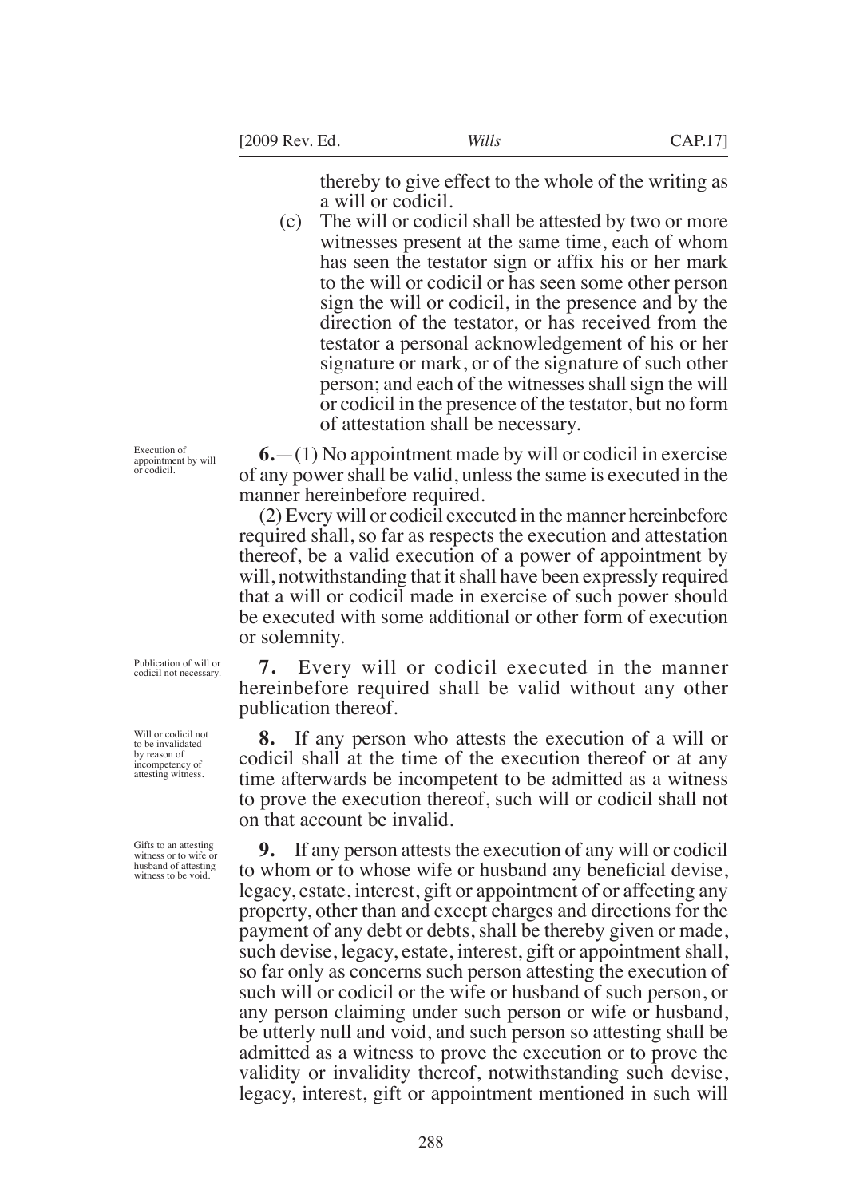thereby to give effect to the whole of the writing as a will or codicil.

(c) The will or codicil shall be attested by two or more witnesses present at the same time, each of whom has seen the testator sign or affix his or her mark to the will or codicil or has seen some other person sign the will or codicil, in the presence and by the direction of the testator, or has received from the testator a personal acknowledgement of his or her signature or mark, or of the signature of such other person; and each of the witnesses shall sign the will or codicil in the presence of the testator, but no form of attestation shall be necessary.

Execution of appointment by will or codicil.

**6.**—(1) No appointment made by will or codicil in exercise of any power shall be valid, unless the same is executed in the manner hereinbefore required.

(2) Every will or codicil executed in the manner hereinbefore required shall, so far as respects the execution and attestation thereof, be a valid execution of a power of appointment by will, notwithstanding that it shall have been expressly required that a will or codicil made in exercise of such power should be executed with some additional or other form of execution or solemnity.

Publication of will or codicil not necessary.

**7.** Every will or codicil executed in the manner hereinbefore required shall be valid without any other publication thereof.

Will or codicil not to be invalidated by reason of incompetency of attesting witness.

**8.** If any person who attests the execution of a will or codicil shall at the time of the execution thereof or at any time afterwards be incompetent to be admitted as a witness to prove the execution thereof, such will or codicil shall not on that account be invalid.

Gifts to an attesting witness or to wife or husband of attesting witness to be void.

**9.** If any person attests the execution of any will or codicil to whom or to whose wife or husband any beneficial devise, legacy, estate, interest, gift or appointment of or affecting any property, other than and except charges and directions for the payment of any debt or debts, shall be thereby given or made, such devise, legacy, estate, interest, gift or appointment shall, so far only as concerns such person attesting the execution of such will or codicil or the wife or husband of such person, or any person claiming under such person or wife or husband, be utterly null and void, and such person so attesting shall be admitted as a witness to prove the execution or to prove the validity or invalidity thereof, notwithstanding such devise, legacy, interest, gift or appointment mentioned in such will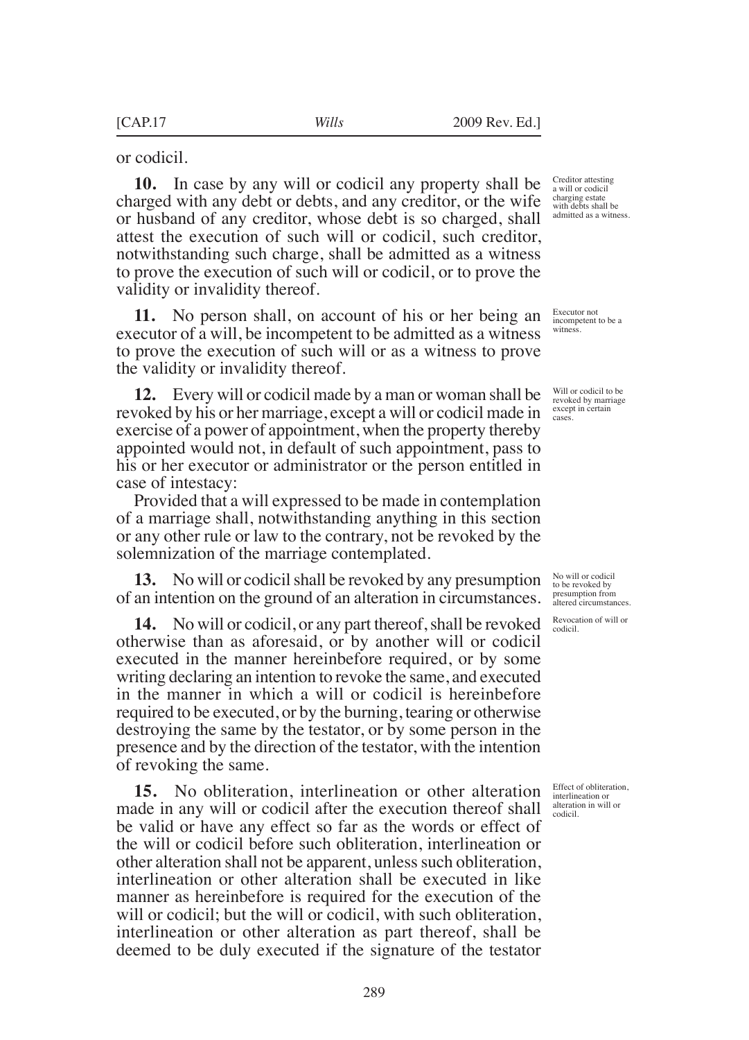or codicil.

**10.** In case by any will or codicil any property shall be charged with any debt or debts, and any creditor, or the wife or husband of any creditor, whose debt is so charged, shall attest the execution of such will or codicil, such creditor, notwithstanding such charge, shall be admitted as a witness to prove the execution of such will or codicil, or to prove the validity or invalidity thereof.

Creditor attesting a will or codicil charging estate with debts shall be admitted as a witness.

**11.** No person shall, on account of his or her being an executor of a will, be incompetent to be admitted as a witness to prove the execution of such will or as a witness to prove the validity or invalidity thereof.

Executor not incompetent to be a witness.

**12.** Every will or codicil made by a man or woman shall be revoked by his or her marriage, except a will or codicil made in exercise of a power of appointment, when the property thereby appointed would not, in default of such appointment, pass to his or her executor or administrator or the person entitled in case of intestacy:

Will or codicil to be revoked by marriage except in certain cases.

Provided that a will expressed to be made in contemplation of a marriage shall, notwithstanding anything in this section or any other rule or law to the contrary, not be revoked by the solemnization of the marriage contemplated.

**13.** No will or codicil shall be revoked by any presumption of an intention on the ground of an alteration in circumstances.

No will or codicil to be revoked by presumption from altered circumstances.

**14.** No will or codicil, or any part thereof, shall be revoked otherwise than as aforesaid, or by another will or codicil executed in the manner hereinbefore required, or by some writing declaring an intention to revoke the same, and executed in the manner in which a will or codicil is hereinbefore required to be executed, or by the burning, tearing or otherwise destroying the same by the testator, or by some person in the presence and by the direction of the testator, with the intention of revoking the same.

Revocation of will or codicil.

**15.** No obliteration, interlineation or other alteration made in any will or codicil after the execution thereof shall be valid or have any effect so far as the words or effect of the will or codicil before such obliteration, interlineation or other alteration shall not be apparent, unless such obliteration, interlineation or other alteration shall be executed in like manner as hereinbefore is required for the execution of the will or codicil; but the will or codicil, with such obliteration, interlineation or other alteration as part thereof, shall be deemed to be duly executed if the signature of the testator

Effect of obliteration, interlineation or alteration in will or codicil.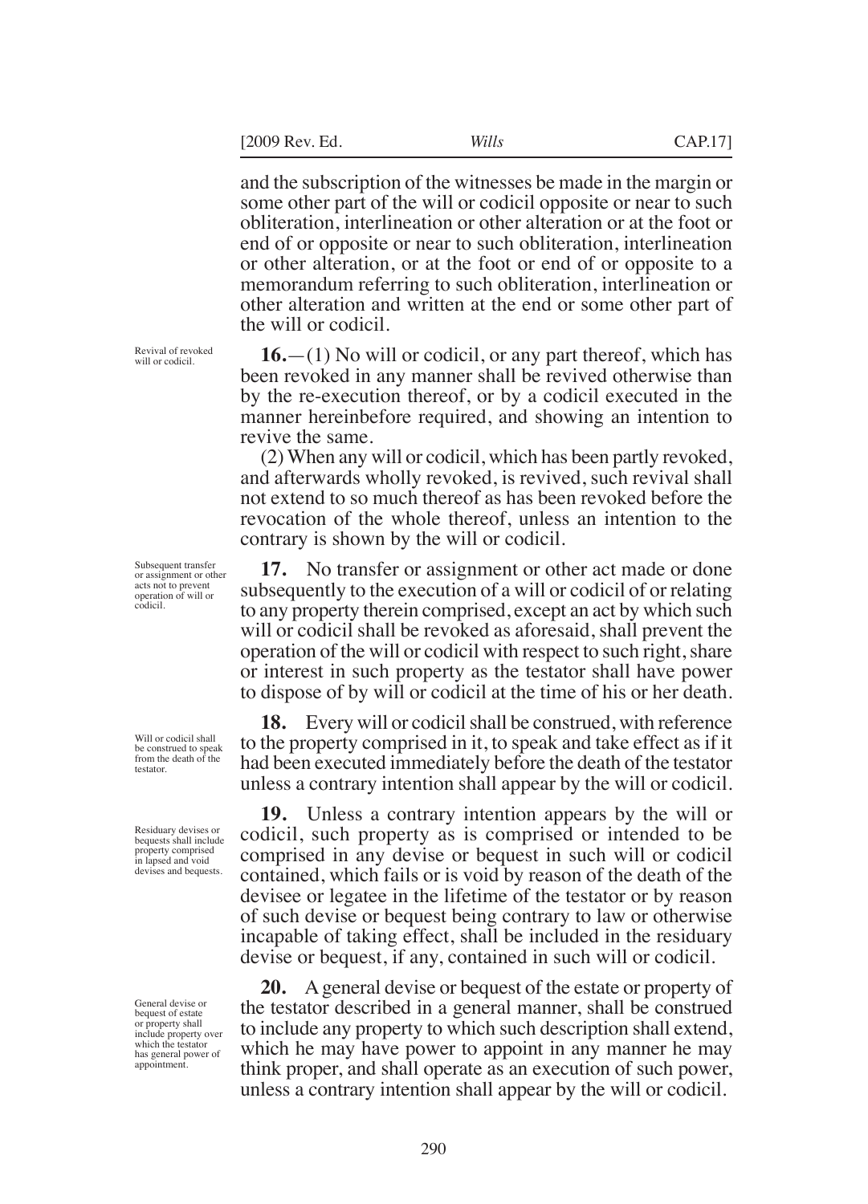and the subscription of the witnesses be made in the margin or some other part of the will or codicil opposite or near to such obliteration, interlineation or other alteration or at the foot or end of or opposite or near to such obliteration, interlineation or other alteration, or at the foot or end of or opposite to a memorandum referring to such obliteration, interlineation or other alteration and written at the end or some other part of the will or codicil.

*Revival of revoked will or codicil.*

**16.**—(1) No will or codicil, or any part thereof, which has been revoked in any manner shall be revived otherwise than by the re-execution thereof, or by a codicil executed in the manner hereinbefore required, and showing an intention to revive the same.

(2) When any will or codicil, which has been partly revoked, and afterwards wholly revoked, is revived, such revival shall not extend to so much thereof as has been revoked before the revocation of the whole thereof, unless an intention to the contrary is shown by the will or codicil.

*Subsequent transfer or assignment or other acts not to prevent operation of will or codicil.*

**17.** No transfer or assignment or other act made or done subsequently to the execution of a will or codicil of or relating to any property therein comprised, except an act by which such will or codicil shall be revoked as aforesaid, shall prevent the operation of the will or codicil with respect to such right, share or interest in such property as the testator shall have power to dispose of by will or codicil at the time of his or her death.

*Will or codicil shall be construed to speak from the death of the testator.*

**18.** Every will or codicil shall be construed, with reference to the property comprised in it, to speak and take effect as if it had been executed immediately before the death of the testator unless a contrary intention shall appear by the will or codicil.

*Residuary devises or bequests shall include property comprised in lapsed and void devises and bequests.*

**19.** Unless a contrary intention appears by the will or codicil, such property as is comprised or intended to be comprised in any devise or bequest in such will or codicil contained, which fails or is void by reason of the death of the devisee or legatee in the lifetime of the testator or by reason of such devise or bequest being contrary to law or otherwise incapable of taking effect, shall be included in the residuary devise or bequest, if any, contained in such will or codicil.

*General devise or bequest of estate or property shall include property over which the testator has general power of appointment.*

**20.** A general devise or bequest of the estate or property of the testator described in a general manner, shall be construed to include any property to which such description shall extend, which he may have power to appoint in any manner he may think proper, and shall operate as an execution of such power, unless a contrary intention shall appear by the will or codicil.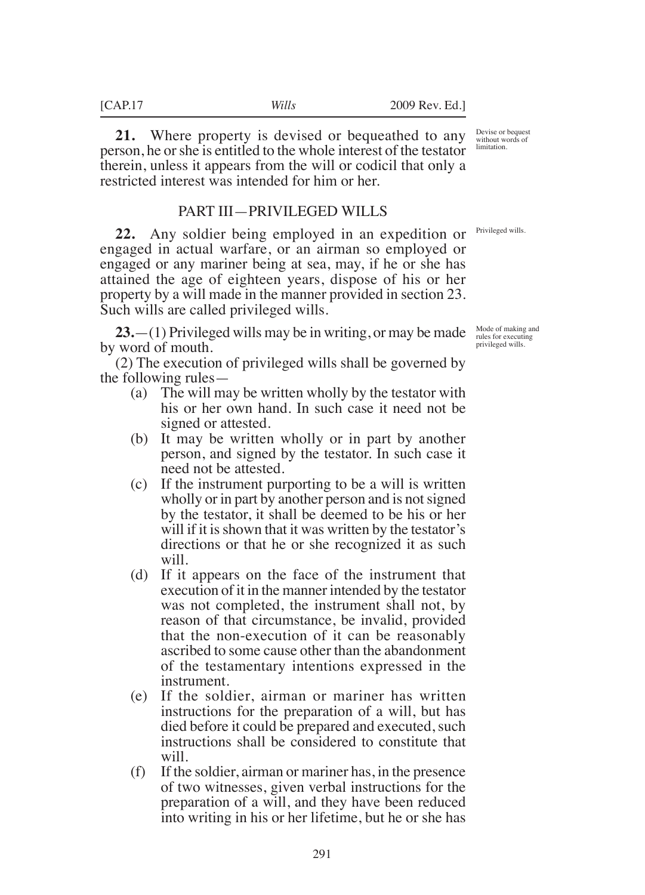**21.** Where property is devised or bequeathed to any person, he or she is entitled to the whole interest of the testator therein, unless it appears from the will or codicil that only a restricted interest was intended for him or her.

Devise or bequest without words of limitation.

## PART III—PRIVILEGED WILLS

Privileged wills.

**22.** Any soldier being employed in an expedition or engaged in actual warfare, or an airman so employed or engaged or any mariner being at sea, may, if he or she has attained the age of eighteen years, dispose of his or her property by a will made in the manner provided in section 23. Such wills are called privileged wills.

Mode of making and rules for executing privileged wills.

**23.**—(1) Privileged wills may be in writing, or may be made by word of mouth.

(2) The execution of privileged wills shall be governed by the following rules—

(a) The will may be written wholly by the testator with his or her own hand. In such case it need not be signed or attested.

(b) It may be written wholly or in part by another person, and signed by the testator. In such case it need not be attested.

(c) If the instrument purporting to be a will is written wholly or in part by another person and is not signed by the testator, it shall be deemed to be his or her will if it is shown that it was written by the testator's directions or that he or she recognized it as such will.

(d) If it appears on the face of the instrument that execution of it in the manner intended by the testator was not completed, the instrument shall not, by reason of that circumstance, be invalid, provided that the non-execution of it can be reasonably ascribed to some cause other than the abandonment of the testamentary intentions expressed in the instrument.

(e) If the soldier, airman or mariner has written instructions for the preparation of a will, but has died before it could be prepared and executed, such instructions shall be considered to constitute that will.

(f) If the soldier, airman or mariner has, in the presence of two witnesses, given verbal instructions for the preparation of a will, and they have been reduced into writing in his or her lifetime, but he or she has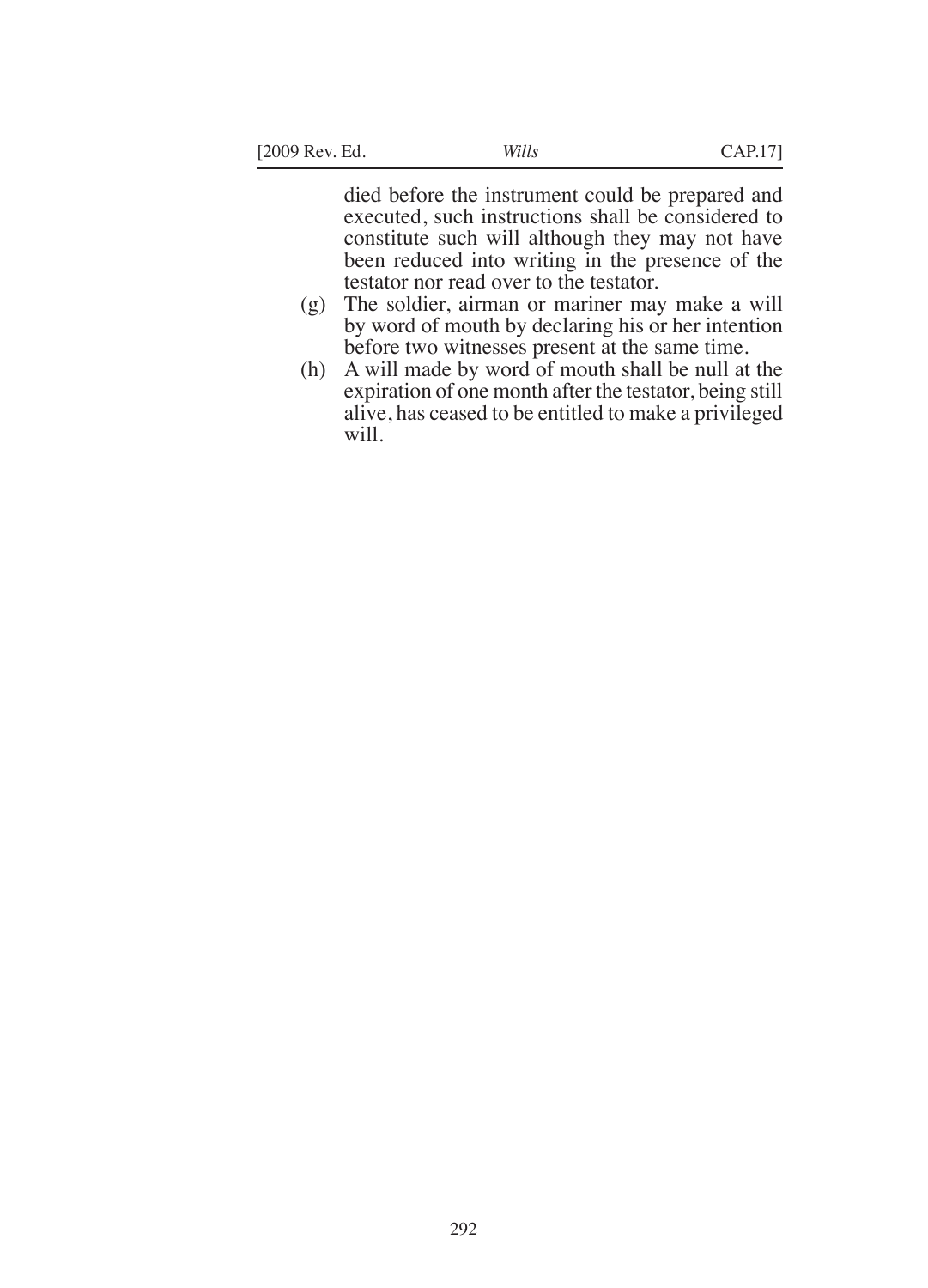died before the instrument could be prepared and executed, such instructions shall be considered to constitute such will although they may not have been reduced into writing in the presence of the testator nor read over to the testator.

(g) The soldier, airman or mariner may make a will by word of mouth by declaring his or her intention before two witnesses present at the same time.

(h) A will made by word of mouth shall be null at the expiration of one month after the testator, being still alive, has ceased to be entitled to make a privileged will.